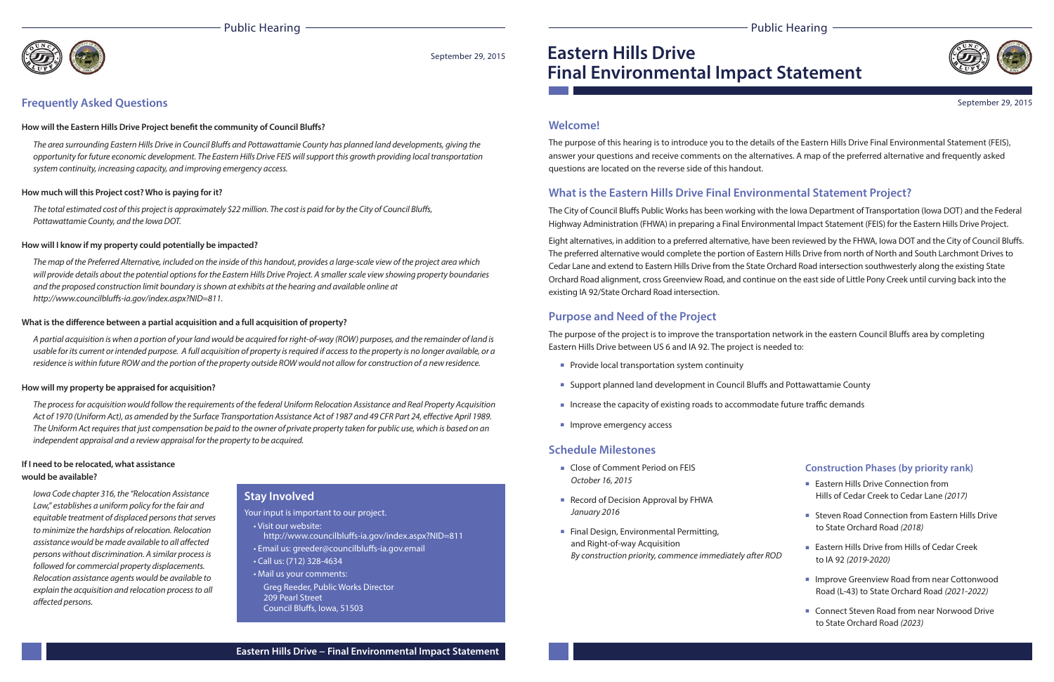# Eastern Hills Drive Final Environmental Impact Statement

September 29, 2015

## Welcome!

The purpose of this hearing is to introduce you to the details of the Eastern Hills Drive Final Environmental Statement (FEIS), answer your questions and receive comments on the alternatives. A map of the preferred alternative and frequently asked questions are located on the reverse side of this handout.

## What is the Eastern Hills Drive Final Environmental Statement Project?

The City of Council Bluffs Public Works has been working with the Iowa Department of Transportation (Iowa DOT) and the Federal Highway Administration (FHWA) in preparing a Final Environmental Impact Statement (FEIS) for the Eastern Hills Drive Project.

Eight alternatives, in addition to a preferred alternative, have been reviewed by the FHWA, Iowa DOT and the City of Council Bluffs. The preferred alternative would complete the portion of Eastern Hills Drive from north of North and South Larchmont Drives to Cedar Lane and extend to Eastern Hills Drive from the State Orchard Road intersection southwesterly along the existing State Orchard Road alignment, cross Greenview Road, and continue on the east side of Little Pony Creek until curving back into the existing IA 92/State Orchard Road intersection.

## Purpose and Need of the Project

The purpose of the project is to improve the transportation network in the eastern Council Bluffs area by completing Eastern Hills Drive between US 6 and IA 92. The project is needed to:

- Provide local transportation system continuity
- Support planned land development in Council Bluffs and Pottawattamie County
- Increase the capacity of existing roads to accommodate future traffic demands
- Improve emergency access

## Schedule Milestones

- Close of Comment Period on FEIS
  *October 16, 2015*
- Record of Decision Approval by FHWA
  *January 2016*
- Final Design, Environmental Permitting, and Right-of-way Acquisition
  *By construction priority, commence immediately after ROD*

### Construction Phases (by priority rank)

- Eastern Hills Drive Connection from Hills of Cedar Creek to Cedar Lane *(2017)*
- Steven Road Connection from Eastern Hills Drive to State Orchard Road *(2018)*
- Eastern Hills Drive from Hills of Cedar Creek to IA 92 *(2019-2020)*
- Improve Greenview Road from near Cottonwood Road (L-43) to State Orchard Road *(2021-2022)*
- Connect Steven Road from near Norwood Drive to State Orchard Road *(2023)*

## Frequently Asked Questions

**How will the Eastern Hills Drive Project benefit the community of Council Bluffs?**

*The area surrounding Eastern Hills Drive in Council Bluffs and Pottawattamie County has planned land developments, giving the opportunity for future economic development. The Eastern Hills Drive FEIS will support this growth providing local transportation system continuity, increasing capacity, and improving emergency access.*

**How much will this Project cost? Who is paying for it?**

*The total estimated cost of this project is approximately $22 million. The cost is paid for by the City of Council Bluffs, Pottawattamie County, and the Iowa DOT.*

**How will I know if my property could potentially be impacted?**

*The map of the Preferred Alternative, included on the inside of this handout, provides a large-scale view of the project area which will provide details about the potential options for the Eastern Hills Drive Project. A smaller scale view showing property boundaries and the proposed construction limit boundary is shown at exhibits at the hearing and available online at http://www.councilbluffs-ia.gov/index.aspx?NID=811.*

**What is the difference between a partial acquisition and a full acquisition of property?**

*A partial acquisition is when a portion of your land would be acquired for right-of-way (ROW) purposes, and the remainder of land is usable for its current or intended purpose. A full acquisition of property is required if access to the property is no longer available, or a residence is within future ROW and the portion of the property outside ROW would not allow for construction of a new residence.*

**How will my property be appraised for acquisition?**

*The process for acquisition would follow the requirements of the federal Uniform Relocation Assistance and Real Property Acquisition Act of 1970 (Uniform Act), as amended by the Surface Transportation Assistance Act of 1987 and 49 CFR Part 24, effective April 1989. The Uniform Act requires that just compensation be paid to the owner of private property taken for public use, which is based on an independent appraisal and a review appraisal for the property to be acquired.*

**If I need to be relocated, what assistance would be available?**

*Iowa Code chapter 316, the "Relocation Assistance Law," establishes a uniform policy for the fair and equitable treatment of displaced persons that serves to minimize the hardships of relocation. Relocation assistance would be made available to all affected persons without discrimination. A similar process is followed for commercial property displacements. Relocation assistance agents would be available to explain the acquisition and relocation process to all affected persons.*

## Stay Involved

Your input is important to our project.

- Visit our website:
  http://www.councilbluffs-ia.gov/index.aspx?NID=811
- Email us: greeder@councilbluffs-ia.gov.email
- Call us: (712) 328-4634
- Mail us your comments:
  Greg Reeder, Public Works Director
  209 Pearl Street
  Council Bluffs, Iowa, 51503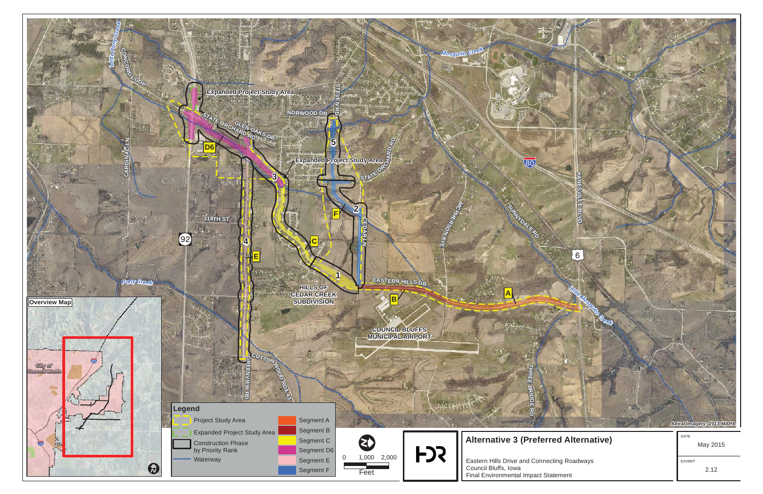# Alternative 3 (Preferred Alternative)

Eastern Hills Drive and Connecting Roadways
Council Bluffs, Iowa
Final Environmental Impact Statement

DATE
May 2015

EXHIBIT
2.12

**Legend**

- Project Study Area
- Expanded Project Study Area
- Construction Phase by Priority Rank
- Waterway
- Segment A
- Segment B
- Segment C
- Segment D6
- Segment E
- Segment F

0 1,000 2,000
Feet

Aeiral Imagery: 2013 MAPA

Overview Map

City of Council Bluffs

Expanded Project Study Area
STATE ORCHARD RD
GLEN OAKS DR
NORWOOD DR
STEVEN RD
STATE ORCHARD RD
CEDAR LN
EASTERN HILLS DR
HILLS OF CEDAR CREEK SUBDIVISION
COUNCIL BLUFFS MUNICIPAL AIRPORT
MCPHERSON AVE
SUNNYDALE RD
KANESVILLE BLVD
THREE BRIDGE RD
GREENVIEW RD
COTTONWOOD RD/L43
214TH ST
CARDINAL LN
CONCORD LOOP
Little Pony Creek
Pony Creek
Mosquito Creek
Little Mosquito Creek
80
92
6
D6
A
B
C
E
F
1
2
3
4
5